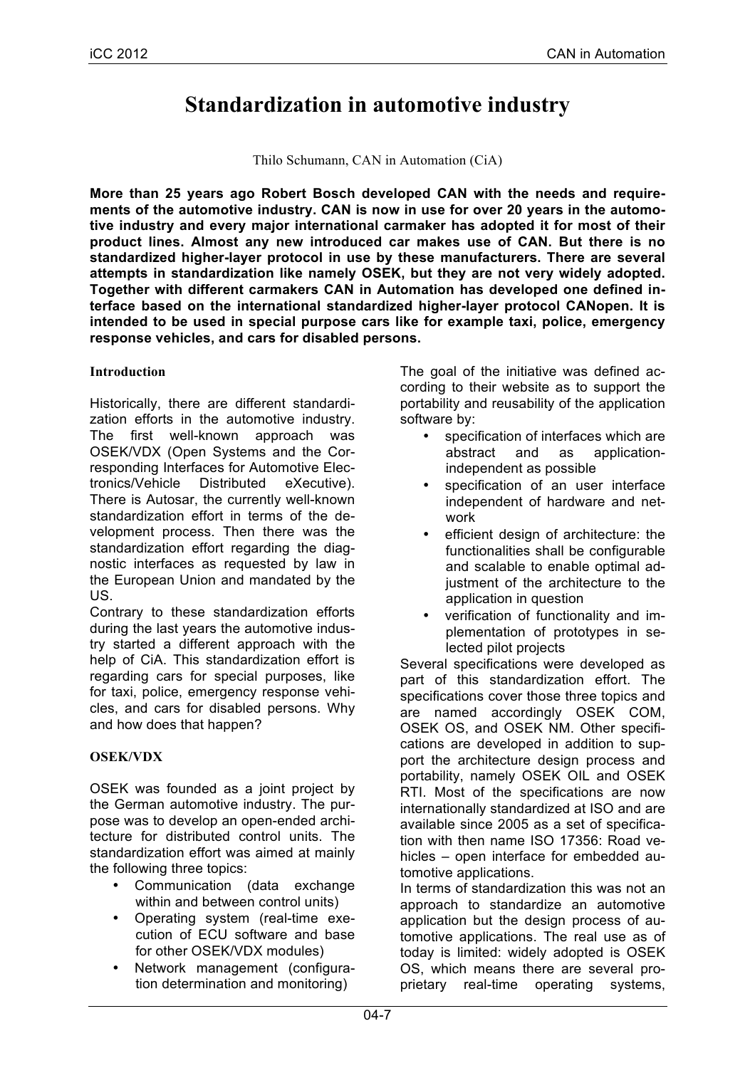# Standardization in automotive industry

Thilo Schumann, CAN in Automation (CiA)

**More than 25 years ago Robert Bosch developed CAN with the needs and requirements of the automotive industry. CAN is now in use for over 20 years in the automotive industry and every major international carmaker has adopted it for most of their product lines. Almost any new introduced car makes use of CAN. But there is no standardized higher-layer protocol in use by these manufacturers. There are several attempts in standardization like namely OSEK, but they are not very widely adopted. Together with different carmakers CAN in Automation has developed one defined interface based on the international standardized higher-layer protocol CANopen. It is intended to be used in special purpose cars like for example taxi, police, emergency response vehicles, and cars for disabled persons.**

## Introduction

Historically, there are different standardization efforts in the automotive industry. The first well-known approach was OSEK/VDX (Open Systems and the Corresponding Interfaces for Automotive Electronics/Vehicle Distributed eXecutive). There is Autosar, the currently well-known standardization effort in terms of the development process. Then there was the standardization effort regarding the diagnostic interfaces as requested by law in the European Union and mandated by the US.

Contrary to these standardization efforts during the last years the automotive industry started a different approach with the help of CiA. This standardization effort is regarding cars for special purposes, like for taxi, police, emergency response vehicles, and cars for disabled persons. Why and how does that happen?

## OSEK/VDX

OSEK was founded as a joint project by the German automotive industry. The purpose was to develop an open-ended architecture for distributed control units. The standardization effort was aimed at mainly the following three topics:

- Communication (data exchange within and between control units)
- Operating system (real-time execution of ECU software and base for other OSEK/VDX modules)
- Network management (configuration determination and monitoring)

The goal of the initiative was defined according to their website as to support the portability and reusability of the application software by:

- specification of interfaces which are abstract and as application-independent as possible
- specification of an user interface independent of hardware and network
- efficient design of architecture: the functionalities shall be configurable and scalable to enable optimal adjustment of the architecture to the application in question
- verification of functionality and implementation of prototypes in selected pilot projects

Several specifications were developed as part of this standardization effort. The specifications cover those three topics and are named accordingly OSEK COM, OSEK OS, and OSEK NM. Other specifications are developed in addition to support the architecture design process and portability, namely OSEK OIL and OSEK RTI. Most of the specifications are now internationally standardized at ISO and are available since 2005 as a set of specification with then name ISO 17356: Road vehicles – open interface for embedded automotive applications.

In terms of standardization this was not an approach to standardize an automotive application but the design process of automotive applications. The real use as of today is limited: widely adopted is OSEK OS, which means there are several proprietary real-time operating systems,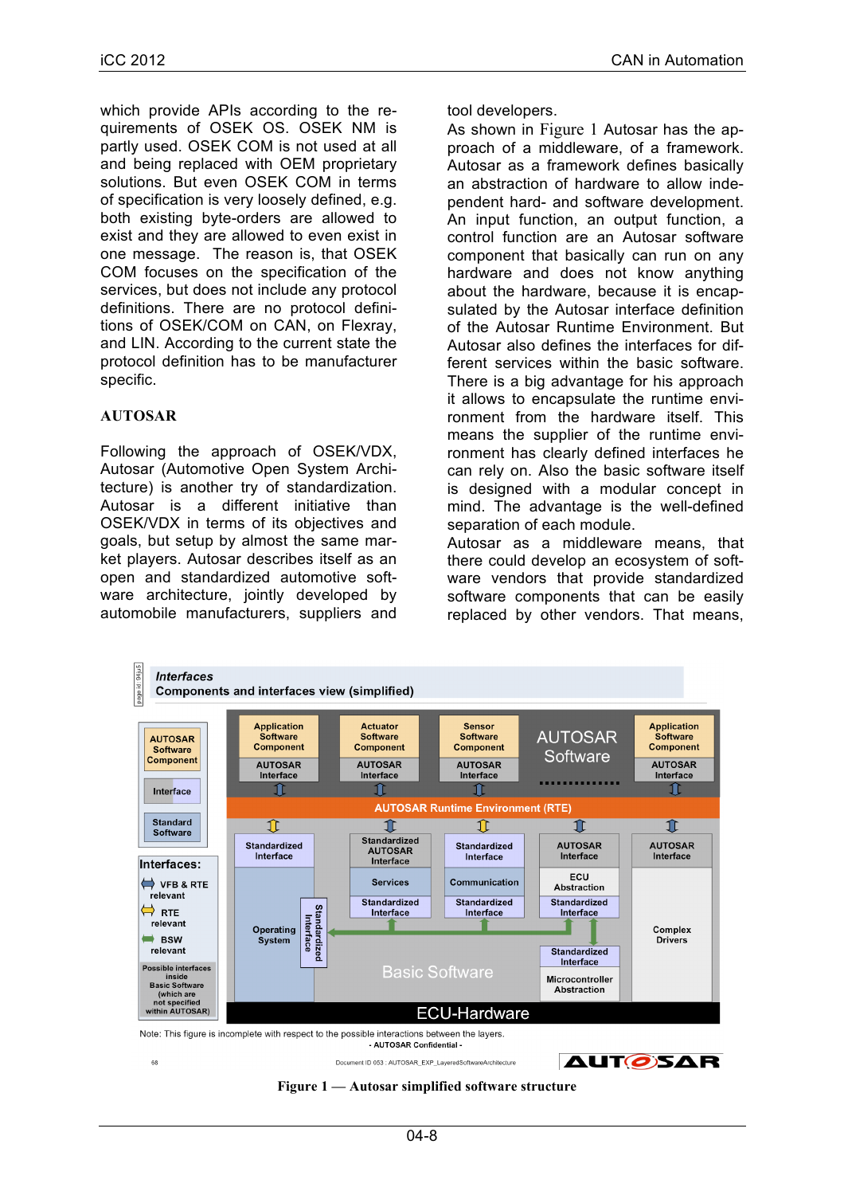which provide APIs according to the requirements of OSEK OS. OSEK NM is partly used. OSEK COM is not used at all and being replaced with OEM proprietary solutions. But even OSEK COM in terms of specification is very loosely defined, e.g. both existing byte-orders are allowed to exist and they are allowed to even exist in one message. The reason is, that OSEK COM focuses on the specification of the services, but does not include any protocol definitions. There are no protocol definitions of OSEK/COM on CAN, on Flexray, and LIN. According to the current state the protocol definition has to be manufacturer specific.

## AUTOSAR

Following the approach of OSEK/VDX, Autosar (Automotive Open System Architecture) is another try of standardization. Autosar is a different initiative than OSEK/VDX in terms of its objectives and goals, but setup by almost the same market players. Autosar describes itself as an open and standardized automotive software architecture, jointly developed by automobile manufacturers, suppliers and tool developers.

As shown in Figure 1 Autosar has the approach of a middleware, of a framework. Autosar as a framework defines basically an abstraction of hardware to allow independent hard- and software development. An input function, an output function, a control function are an Autosar software component that basically can run on any hardware and does not know anything about the hardware, because it is encapsulated by the Autosar interface definition of the Autosar Runtime Environment. But Autosar also defines the interfaces for different services within the basic software. There is a big advantage for his approach it allows to encapsulate the runtime environment from the hardware itself. This means the supplier of the runtime environment has clearly defined interfaces he can rely on. Also the basic software itself is designed with a modular concept in mind. The advantage is the well-defined separation of each module.

Autosar as a middleware means, that there could develop an ecosystem of software vendors that provide standardized software components that can be easily replaced by other vendors. That means,

Figure 1 — Autosar simplified software structure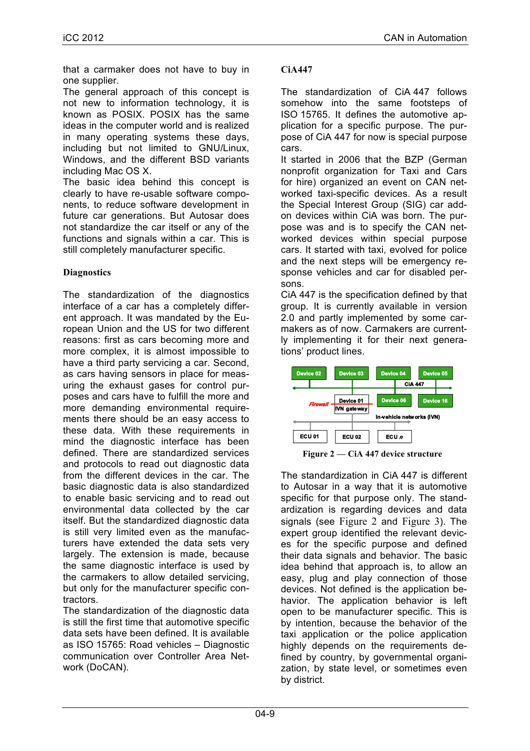that a carmaker does not have to buy in one supplier.

The general approach of this concept is not new to information technology, it is known as POSIX. POSIX has the same ideas in the computer world and is realized in many operating systems these days, including but not limited to GNU/Linux, Windows, and the different BSD variants including Mac OS X.

The basic idea behind this concept is clearly to have re-usable software components, to reduce software development in future car generations. But Autosar does not standardize the car itself or any of the functions and signals within a car. This is still completely manufacturer specific.

## Diagnostics

The standardization of the diagnostics interface of a car has a completely different approach. It was mandated by the European Union and the US for two different reasons: first as cars becoming more and more complex, it is almost impossible to have a third party servicing a car. Second, as cars having sensors in place for measuring the exhaust gases for control purposes and cars have to fulfill the more and more demanding environmental requirements there should be an easy access to these data. With these requirements in mind the diagnostic interface has been defined. There are standardized services and protocols to read out diagnostic data from the different devices in the car. The basic diagnostic data is also standardized to enable basic servicing and to read out environmental data collected by the car itself. But the standardized diagnostic data is still very limited even as the manufacturers have extended the data sets very largely. The extension is made, because the same diagnostic interface is used by the carmakers to allow detailed servicing, but only for the manufacturer specific contractors.

The standardization of the diagnostic data is still the first time that automotive specific data sets have been defined. It is available as ISO 15765: Road vehicles – Diagnostic communication over Controller Area Network (DoCAN).

## CiA447

The standardization of CiA 447 follows somehow into the same footsteps of ISO 15765. It defines the automotive application for a specific purpose. The purpose of CiA 447 for now is special purpose cars.

It started in 2006 that the BZP (German nonprofit organization for Taxi and Cars for hire) organized an event on CAN networked taxi-specific devices. As a result the Special Interest Group (SIG) car add-on devices within CiA was born. The purpose was and is to specify the CAN networked devices within special purpose cars. It started with taxi, evolved for police and the next steps will be emergency response vehicles and car for disabled persons.

CiA 447 is the specification defined by that group. It is currently available in version 2.0 and partly implemented by some carmakers as of now. Carmakers are currently implementing it for their next generations' product lines.

Figure 2 — CiA 447 device structure

The standardization in CiA 447 is different to Autosar in a way that it is automotive specific for that purpose only. The standardization is regarding devices and data signals (see Figure 2 and Figure 3). The expert group identified the relevant devices for the specific purpose and defined their data signals and behavior. The basic idea behind that approach is, to allow an easy, plug and play connection of those devices. Not defined is the application behavior. The application behavior is left open to be manufacturer specific. This is by intention, because the behavior of the taxi application or the police application highly depends on the requirements defined by country, by governmental organization, by state level, or sometimes even by district.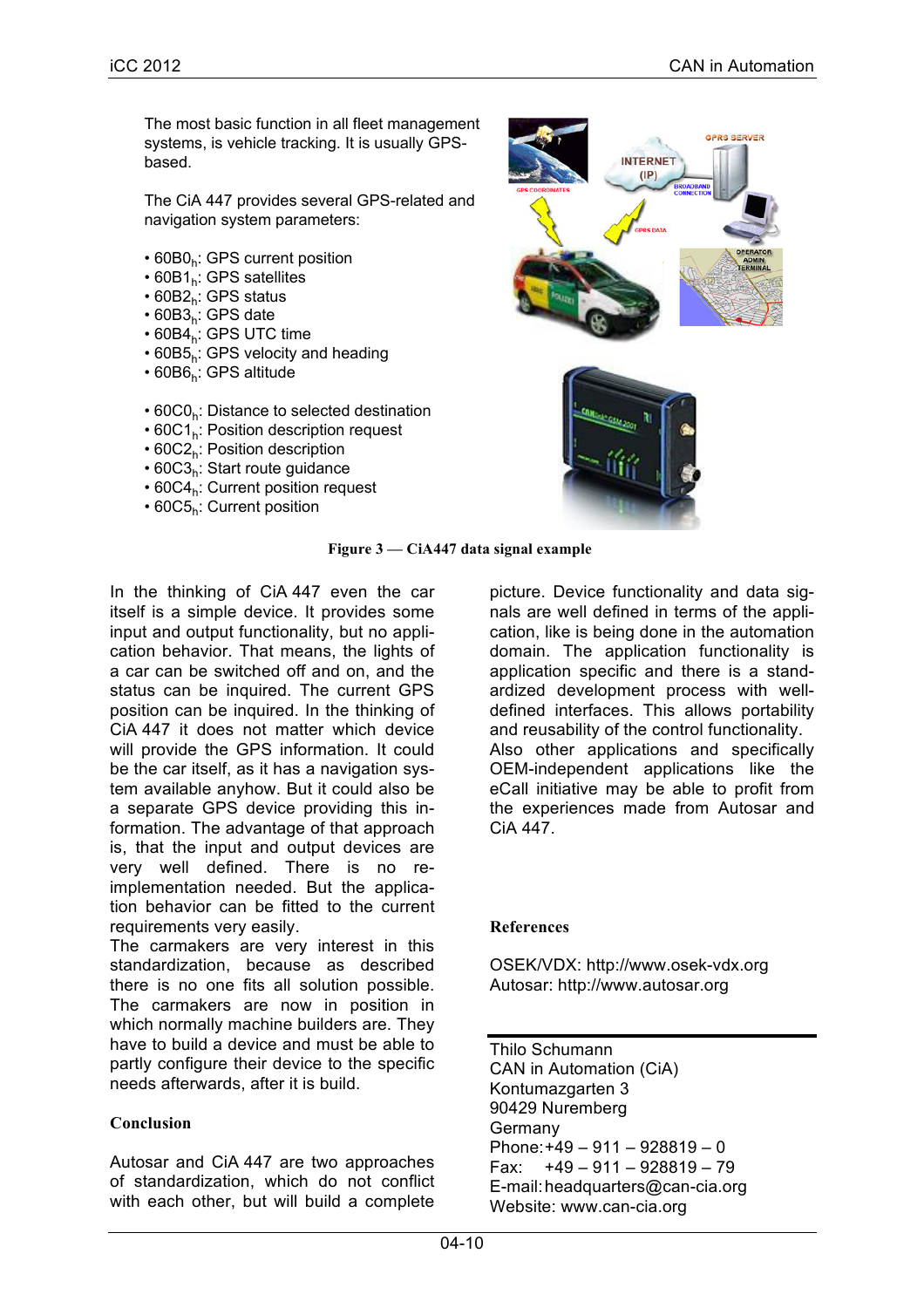The most basic function in all fleet management systems, is vehicle tracking. It is usually GPS-based.

The CiA 447 provides several GPS-related and navigation system parameters:

- $60B0_h$: GPS current position
- $60B1_h$: GPS satellites
- $60B2_h$: GPS status
- $60B3_h$: GPS date
- $60B4_h$: GPS UTC time
- $60B5_h$: GPS velocity and heading
- $60B6_h$: GPS altitude

- $60C0_h$: Distance to selected destination
- $60C1_h$: Position description request
- $60C2_h$: Position description
- $60C3_h$: Start route guidance
- $60C4_h$: Current position request
- $60C5_h$: Current position

**Figure 3 — CiA447 data signal example**

In the thinking of CiA 447 even the car itself is a simple device. It provides some input and output functionality, but no application behavior. That means, the lights of a car can be switched off and on, and the status can be inquired. The current GPS position can be inquired. In the thinking of CiA 447 it does not matter which device will provide the GPS information. It could be the car itself, as it has a navigation system available anyhow. But it could also be a separate GPS device providing this information. The advantage of that approach is, that the input and output devices are very well defined. There is no re-implementation needed. But the application behavior can be fitted to the current requirements very easily.
The carmakers are very interest in this standardization, because as described there is no one fits all solution possible. The carmakers are now in position in which normally machine builders are. They have to build a device and must be able to partly configure their device to the specific needs afterwards, after it is build.

## Conclusion

Autosar and CiA 447 are two approaches of standardization, which do not conflict with each other, but will build a complete picture. Device functionality and data signals are well defined in terms of the application, like is being done in the automation domain. The application functionality is application specific and there is a standardized development process with well-defined interfaces. This allows portability and reusability of the control functionality.
Also other applications and specifically OEM-independent applications like the eCall initiative may be able to profit from the experiences made from Autosar and CiA 447.

## References

OSEK/VDX: http://www.osek-vdx.org
Autosar: http://www.autosar.org

Thilo Schumann
CAN in Automation (CiA)
Kontumazgarten 3
90429 Nuremberg
Germany
Phone: +49 – 911 – 928819 – 0
Fax: +49 – 911 – 928819 – 79
E-mail: headquarters@can-cia.org
Website: www.can-cia.org